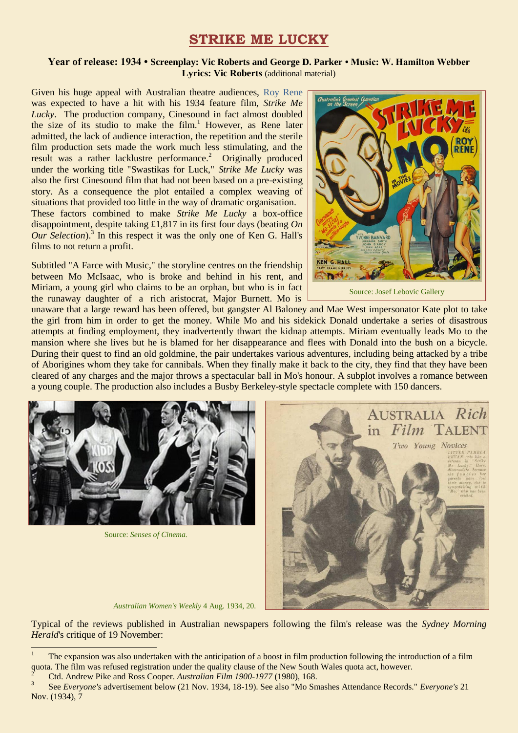# STRIKE ME LUCKY

**Year of release: 1934 • Screenplay: Vic Roberts and George D. Parker • Music: W. Hamilton Webber**
**Lyrics: Vic Roberts** (additional material)

Given his huge appeal with Australian theatre audiences, Roy Rene was expected to have a hit with his 1934 feature film, *Strike Me Lucky*. The production company, Cinesound in fact almost doubled the size of its studio to make the film.[1] However, as Rene later admitted, the lack of audience interaction, the repetition and the sterile film production sets made the work much less stimulating, and the result was a rather lacklustre performance.[2] Originally produced under the working title "Swastikas for Luck," *Strike Me Lucky* was also the first Cinesound film that had not been based on a pre-existing story. As a consequence the plot entailed a complex weaving of situations that provided too little in the way of dramatic organisation.
These factors combined to make *Strike Me Lucky* a box-office disappointment, despite taking £1,817 in its first four days (beating *On Our Selection*).[3] In this respect it was the only one of Ken G. Hall's films to not return a profit.

Source: Josef Lebovic Gallery

Subtitled "A Farce with Music," the storyline centres on the friendship between Mo McIsaac, who is broke and behind in his rent, and Miriam, a young girl who claims to be an orphan, but who is in fact the runaway daughter of a rich aristocrat, Major Burnett. Mo is unaware that a large reward has been offered, but gangster Al Baloney and Mae West impersonator Kate plot to take the girl from him in order to get the money. While Mo and his sidekick Donald undertake a series of disastrous attempts at finding employment, they inadvertently thwart the kidnap attempts. Miriam eventually leads Mo to the mansion where she lives but he is blamed for her disappearance and flees with Donald into the bush on a bicycle. During their quest to find an old goldmine, the pair undertakes various adventures, including being attacked by a tribe of Aborigines whom they take for cannibals. When they finally make it back to the city, they find that they have been cleared of any charges and the major throws a spectacular ball in Mo's honour. A subplot involves a romance between a young couple. The production also includes a Busby Berkeley-style spectacle complete with 150 dancers.

Source: *Senses of Cinema.*

*Australian Women's Weekly* 4 Aug. 1934, 20.

Typical of the reviews published in Australian newspapers following the film's release was the *Sydney Morning Herald*'s critique of 19 November:

---

[1] The expansion was also undertaken with the anticipation of a boost in film production following the introduction of a film quota. The film was refused registration under the quality clause of the New South Wales quota act, however.

[2] Ctd. Andrew Pike and Ross Cooper. *Australian Film 1900-1977* (1980), 168.

[3] See *Everyone's* advertisement below (21 Nov. 1934, 18-19). See also "Mo Smashes Attendance Records." *Everyone's* 21 Nov. (1934), 7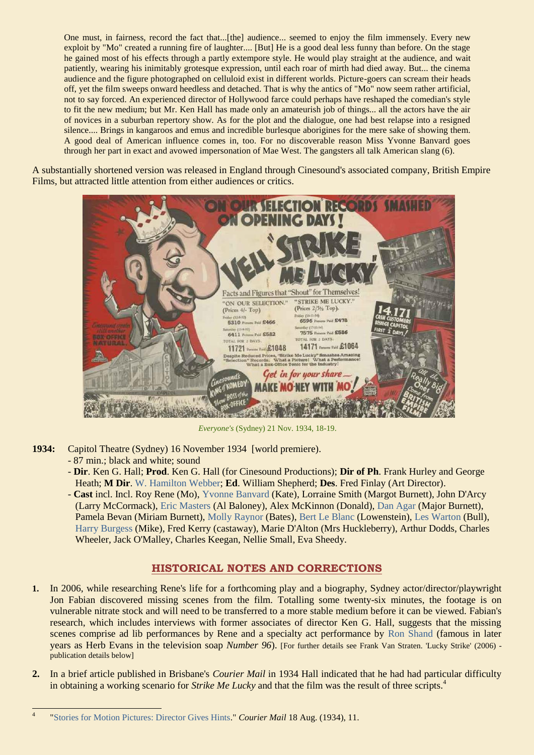> One must, in fairness, record the fact that...[the] audience... seemed to enjoy the film immensely. Every new exploit by "Mo" created a running fire of laughter.... [But] He is a good deal less funny than before. On the stage he gained most of his effects through a partly extempore style. He would play straight at the audience, and wait patiently, wearing his inimitably grotesque expression, until each roar of mirth had died away. But... the cinema audience and the figure photographed on celluloid exist in different worlds. Picture-goers can scream their heads off, yet the film sweeps onward heedless and detached. That is why the antics of "Mo" now seem rather artificial, not to say forced. An experienced director of Hollywood farce could perhaps have reshaped the comedian's style to fit the new medium; but Mr. Ken Hall has made only an amateurish job of things... all the actors have the air of novices in a suburban repertory show. As for the plot and the dialogue, one had best relapse into a resigned silence.... Brings in kangaroos and emus and incredible burlesque aborigines for the mere sake of showing them. A good deal of American influence comes in, too. For no discoverable reason Miss Yvonne Banvard goes through her part in exact and avowed impersonation of Mae West. The gangsters all talk American slang (6).

A substantially shortened version was released in England through Cinesound's associated company, British Empire Films, but attracted little attention from either audiences or critics.

*Everyone's* (Sydney) 21 Nov. 1934, 18-19.

**1934:** Capitol Theatre (Sydney) 16 November 1934 [world premiere].
- 87 min.; black and white; sound
- **Dir**. Ken G. Hall; **Prod**. Ken G. Hall (for Cinesound Productions); **Dir of Ph**. Frank Hurley and George Heath; **M Dir**. W. Hamilton Webber; **Ed**. William Shepherd; **Des**. Fred Finlay (Art Director).
- **Cast** incl. Incl. Roy Rene (Mo), Yvonne Banvard (Kate), Lorraine Smith (Margot Burnett), John D'Arcy (Larry McCormack), Eric Masters (Al Baloney), Alex McKinnon (Donald), Dan Agar (Major Burnett), Pamela Bevan (Miriam Burnett), Molly Raynor (Bates), Bert Le Blanc (Lowenstein), Les Warton (Bull), Harry Burgess (Mike), Fred Kerry (castaway), Marie D'Alton (Mrs Huckleberry), Arthur Dodds, Charles Wheeler, Jack O'Malley, Charles Keegan, Nellie Small, Eva Sheedy.

## HISTORICAL NOTES AND CORRECTIONS

1. In 2006, while researching Rene's life for a forthcoming play and a biography, Sydney actor/director/playwright Jon Fabian discovered missing scenes from the film. Totalling some twenty-six minutes, the footage is on vulnerable nitrate stock and will need to be transferred to a more stable medium before it can be viewed. Fabian's research, which includes interviews with former associates of director Ken G. Hall, suggests that the missing scenes comprise ad lib performances by Rene and a specialty act performance by Ron Shand (famous in later years as Herb Evans in the television soap *Number 96*). [For further details see Frank Van Straten. 'Lucky Strike' (2006) - publication details below]

2. In a brief article published in Brisbane's *Courier Mail* in 1934 Hall indicated that he had had particular difficulty in obtaining a working scenario for *Strike Me Lucky* and that the film was the result of three scripts.[4]

---

[4] "Stories for Motion Pictures: Director Gives Hints." *Courier Mail* 18 Aug. (1934), 11.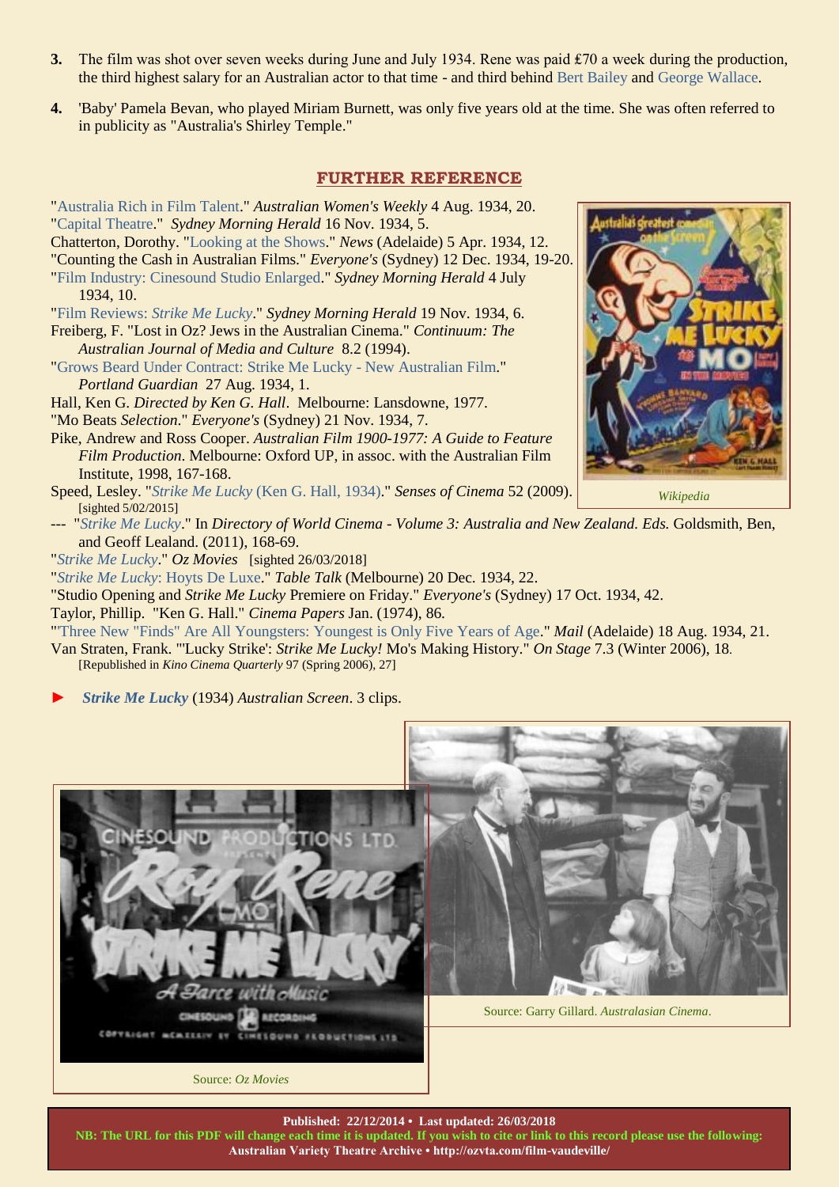3. The film was shot over seven weeks during June and July 1934. Rene was paid £70 a week during the production, the third highest salary for an Australian actor to that time - and third behind Bert Bailey and George Wallace.

4. 'Baby' Pamela Bevan, who played Miriam Burnett, was only five years old at the time. She was often referred to in publicity as "Australia's Shirley Temple."

## FURTHER REFERENCE

"Australia Rich in Film Talent." *Australian Women's Weekly* 4 Aug. 1934, 20.
"Capital Theatre." *Sydney Morning Herald* 16 Nov. 1934, 5.
Chatterton, Dorothy. "Looking at the Shows." *News* (Adelaide) 5 Apr. 1934, 12.
"Counting the Cash in Australian Films." *Everyone's* (Sydney) 12 Dec. 1934, 19-20.
"Film Industry: Cinesound Studio Enlarged." *Sydney Morning Herald* 4 July 1934, 10.
"Film Reviews: *Strike Me Lucky*." *Sydney Morning Herald* 19 Nov. 1934, 6.
Freiberg, F. "Lost in Oz? Jews in the Australian Cinema." *Continuum: The Australian Journal of Media and Culture* 8.2 (1994).
"Grows Beard Under Contract: Strike Me Lucky - New Australian Film." *Portland Guardian* 27 Aug. 1934, 1.
Hall, Ken G. *Directed by Ken G. Hall*. Melbourne: Lansdowne, 1977.
"Mo Beats *Selection*." *Everyone's* (Sydney) 21 Nov. 1934, 7.
Pike, Andrew and Ross Cooper. *Australian Film 1900-1977: A Guide to Feature Film Production*. Melbourne: Oxford UP, in assoc. with the Australian Film Institute, 1998, 167-168.
Speed, Lesley. "*Strike Me Lucky* (Ken G. Hall, 1934)." *Senses of Cinema* 52 (2009). [sighted 5/02/2015]
--- "*Strike Me Lucky*." In *Directory of World Cinema - Volume 3: Australia and New Zealand. Eds.* Goldsmith, Ben, and Geoff Lealand. (2011), 168-69.
"*Strike Me Lucky*." *Oz Movies* [sighted 26/03/2018]
"*Strike Me Lucky*: Hoyts De Luxe." *Table Talk* (Melbourne) 20 Dec. 1934, 22.
"Studio Opening and *Strike Me Lucky* Premiere on Friday." *Everyone's* (Sydney) 17 Oct. 1934, 42.
Taylor, Phillip. "Ken G. Hall." *Cinema Papers* Jan. (1974), 86.
"Three New "Finds" Are All Youngsters: Youngest is Only Five Years of Age." *Mail* (Adelaide) 18 Aug. 1934, 21.
Van Straten, Frank. "'Lucky Strike': *Strike Me Lucky!* Mo's Making History." *On Stage* 7.3 (Winter 2006), 18. [Republished in *Kino Cinema Quarterly* 97 (Spring 2006), 27]

Wikipedia

► ***Strike Me Lucky*** (1934) *Australian Screen*. 3 clips.

Source: Garry Gillard. *Australasian Cinema*.

Source: *Oz Movies*

**Published: 22/12/2014 • Last updated: 26/03/2018**
**NB: The URL for this PDF will change each time it is updated. If you wish to cite or link to this record please use the following: Australian Variety Theatre Archive • http://ozvta.com/film-vaudeville/**